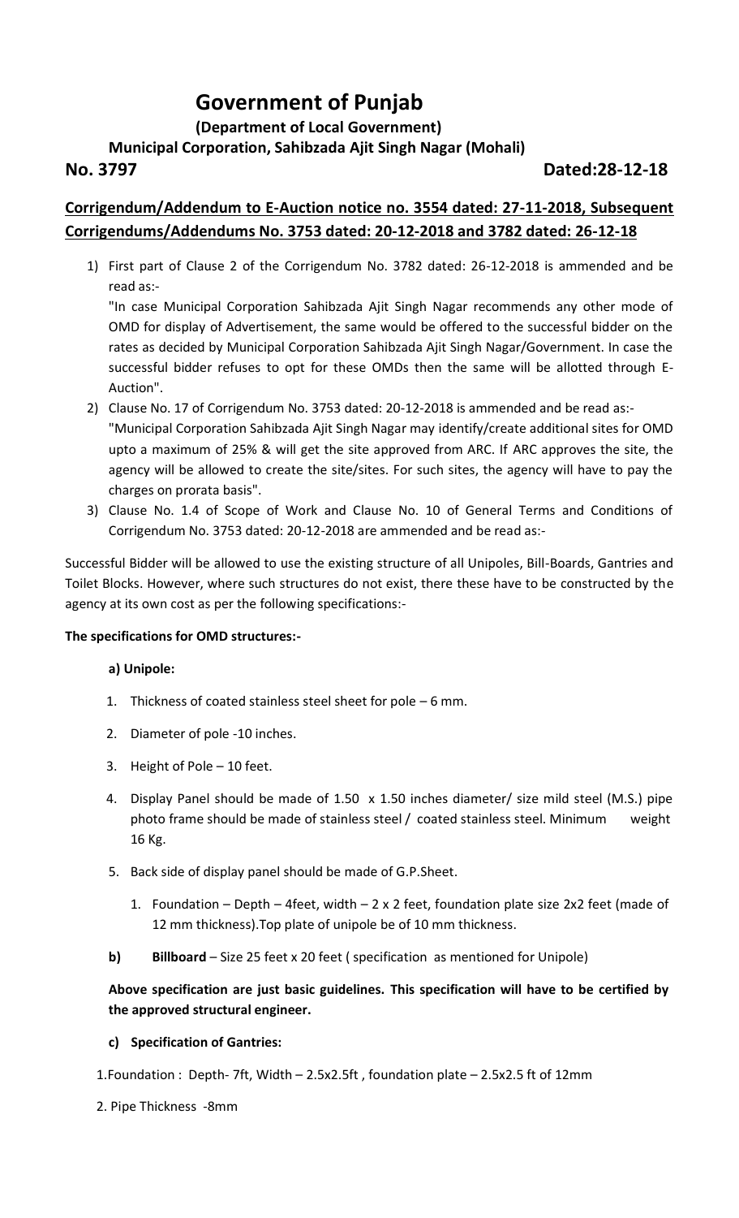# Government of Punjab

**(Department of Local Government)**

**Municipal Corporation, Sahibzada Ajit Singh Nagar (Mohali)**

**No. 3797** **Dated:28-12-18**

## Corrigendum/Addendum to E-Auction notice no. 3554 dated: 27-11-2018, Subsequent Corrigendums/Addendums No. 3753 dated: 20-12-2018 and 3782 dated: 26-12-18

1) First part of Clause 2 of the Corrigendum No. 3782 dated: 26-12-2018 is ammended and be read as:-

   "In case Municipal Corporation Sahibzada Ajit Singh Nagar recommends any other mode of OMD for display of Advertisement, the same would be offered to the successful bidder on the rates as decided by Municipal Corporation Sahibzada Ajit Singh Nagar/Government. In case the successful bidder refuses to opt for these OMDs then the same will be allotted through E-Auction".

2) Clause No. 17 of Corrigendum No. 3753 dated: 20-12-2018 is ammended and be read as:-

   "Municipal Corporation Sahibzada Ajit Singh Nagar may identify/create additional sites for OMD upto a maximum of 25% & will get the site approved from ARC. If ARC approves the site, the agency will be allowed to create the site/sites. For such sites, the agency will have to pay the charges on prorata basis".

3) Clause No. 1.4 of Scope of Work and Clause No. 10 of General Terms and Conditions of Corrigendum No. 3753 dated: 20-12-2018 are ammended and be read as:-

Successful Bidder will be allowed to use the existing structure of all Unipoles, Bill-Boards, Gantries and Toilet Blocks. However, where such structures do not exist, there these have to be constructed by the agency at its own cost as per the following specifications:-

**The specifications for OMD structures:-**

**a) Unipole:**

1. Thickness of coated stainless steel sheet for pole – 6 mm.
2. Diameter of pole -10 inches.
3. Height of Pole – 10 feet.
4. Display Panel should be made of 1.50 x 1.50 inches diameter/ size mild steel (M.S.) pipe photo frame should be made of stainless steel / coated stainless steel. Minimum weight 16 Kg.
5. Back side of display panel should be made of G.P.Sheet.
   1. Foundation – Depth – 4feet, width – 2 x 2 feet, foundation plate size 2x2 feet (made of 12 mm thickness).Top plate of unipole be of 10 mm thickness.

**b) Billboard** – Size 25 feet x 20 feet ( specification as mentioned for Unipole)

**Above specification are just basic guidelines. This specification will have to be certified by the approved structural engineer.**

**c) Specification of Gantries:**

1. Foundation : Depth- 7ft, Width – 2.5x2.5ft , foundation plate – 2.5x2.5 ft of 12mm
2. Pipe Thickness -8mm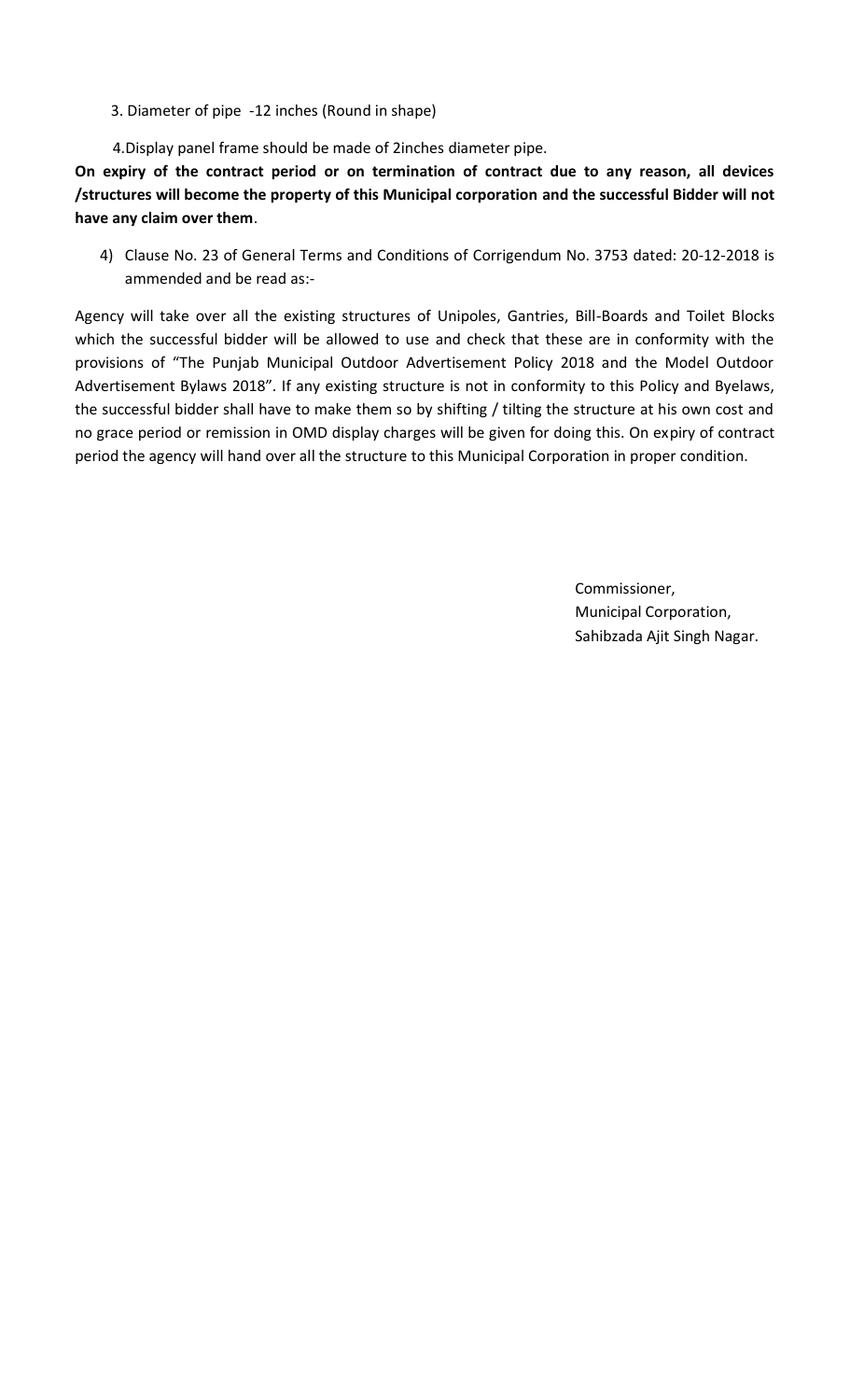3. Diameter of pipe -12 inches (Round in shape)

4.Display panel frame should be made of 2inches diameter pipe.

**On expiry of the contract period or on termination of contract due to any reason, all devices /structures will become the property of this Municipal corporation and the successful Bidder will not have any claim over them**.

4) Clause No. 23 of General Terms and Conditions of Corrigendum No. 3753 dated: 20-12-2018 is ammended and be read as:-

Agency will take over all the existing structures of Unipoles, Gantries, Bill-Boards and Toilet Blocks which the successful bidder will be allowed to use and check that these are in conformity with the provisions of "The Punjab Municipal Outdoor Advertisement Policy 2018 and the Model Outdoor Advertisement Bylaws 2018". If any existing structure is not in conformity to this Policy and Byelaws, the successful bidder shall have to make them so by shifting / tilting the structure at his own cost and no grace period or remission in OMD display charges will be given for doing this. On expiry of contract period the agency will hand over all the structure to this Municipal Corporation in proper condition.

Commissioner,
Municipal Corporation,
Sahibzada Ajit Singh Nagar.